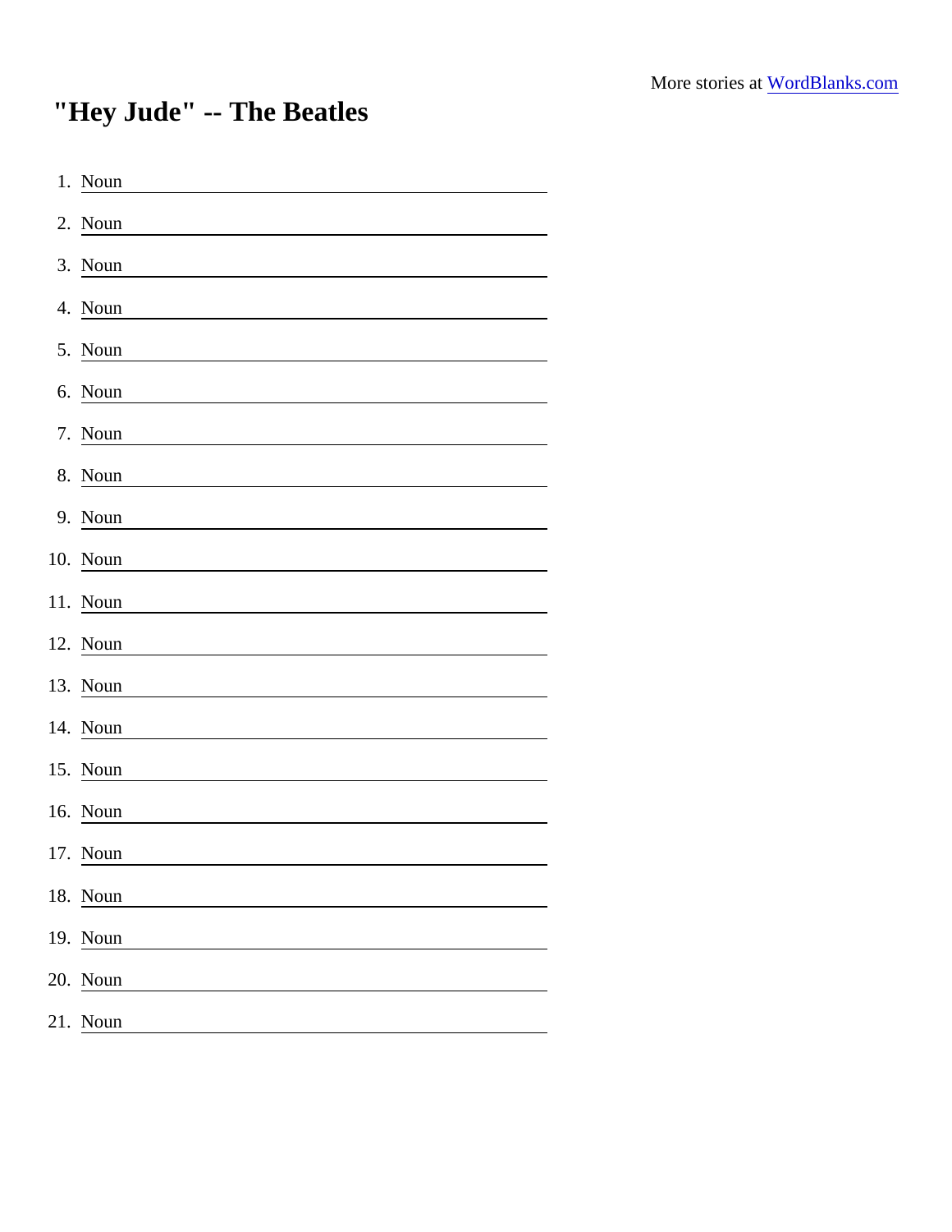More stories at WordBlanks.com

# "Hey Jude" -- The Beatles

1. Noun \_\_\_\_\_\_\_\_\_\_\_\_\_\_\_\_\_\_\_\_\_\_\_\_\_\_\_\_\_\_\_\_\_\_\_\_\_\_\_\_\_\_\_\_
2. Noun \_\_\_\_\_\_\_\_\_\_\_\_\_\_\_\_\_\_\_\_\_\_\_\_\_\_\_\_\_\_\_\_\_\_\_\_\_\_\_\_\_\_\_\_
3. Noun \_\_\_\_\_\_\_\_\_\_\_\_\_\_\_\_\_\_\_\_\_\_\_\_\_\_\_\_\_\_\_\_\_\_\_\_\_\_\_\_\_\_\_\_
4. Noun \_\_\_\_\_\_\_\_\_\_\_\_\_\_\_\_\_\_\_\_\_\_\_\_\_\_\_\_\_\_\_\_\_\_\_\_\_\_\_\_\_\_\_\_
5. Noun \_\_\_\_\_\_\_\_\_\_\_\_\_\_\_\_\_\_\_\_\_\_\_\_\_\_\_\_\_\_\_\_\_\_\_\_\_\_\_\_\_\_\_\_
6. Noun \_\_\_\_\_\_\_\_\_\_\_\_\_\_\_\_\_\_\_\_\_\_\_\_\_\_\_\_\_\_\_\_\_\_\_\_\_\_\_\_\_\_\_\_
7. Noun \_\_\_\_\_\_\_\_\_\_\_\_\_\_\_\_\_\_\_\_\_\_\_\_\_\_\_\_\_\_\_\_\_\_\_\_\_\_\_\_\_\_\_\_
8. Noun \_\_\_\_\_\_\_\_\_\_\_\_\_\_\_\_\_\_\_\_\_\_\_\_\_\_\_\_\_\_\_\_\_\_\_\_\_\_\_\_\_\_\_\_
9. Noun \_\_\_\_\_\_\_\_\_\_\_\_\_\_\_\_\_\_\_\_\_\_\_\_\_\_\_\_\_\_\_\_\_\_\_\_\_\_\_\_\_\_\_\_
10. Noun \_\_\_\_\_\_\_\_\_\_\_\_\_\_\_\_\_\_\_\_\_\_\_\_\_\_\_\_\_\_\_\_\_\_\_\_\_\_\_\_\_\_\_\_
11. Noun \_\_\_\_\_\_\_\_\_\_\_\_\_\_\_\_\_\_\_\_\_\_\_\_\_\_\_\_\_\_\_\_\_\_\_\_\_\_\_\_\_\_\_\_
12. Noun \_\_\_\_\_\_\_\_\_\_\_\_\_\_\_\_\_\_\_\_\_\_\_\_\_\_\_\_\_\_\_\_\_\_\_\_\_\_\_\_\_\_\_\_
13. Noun \_\_\_\_\_\_\_\_\_\_\_\_\_\_\_\_\_\_\_\_\_\_\_\_\_\_\_\_\_\_\_\_\_\_\_\_\_\_\_\_\_\_\_\_
14. Noun \_\_\_\_\_\_\_\_\_\_\_\_\_\_\_\_\_\_\_\_\_\_\_\_\_\_\_\_\_\_\_\_\_\_\_\_\_\_\_\_\_\_\_\_
15. Noun \_\_\_\_\_\_\_\_\_\_\_\_\_\_\_\_\_\_\_\_\_\_\_\_\_\_\_\_\_\_\_\_\_\_\_\_\_\_\_\_\_\_\_\_
16. Noun \_\_\_\_\_\_\_\_\_\_\_\_\_\_\_\_\_\_\_\_\_\_\_\_\_\_\_\_\_\_\_\_\_\_\_\_\_\_\_\_\_\_\_\_
17. Noun \_\_\_\_\_\_\_\_\_\_\_\_\_\_\_\_\_\_\_\_\_\_\_\_\_\_\_\_\_\_\_\_\_\_\_\_\_\_\_\_\_\_\_\_
18. Noun \_\_\_\_\_\_\_\_\_\_\_\_\_\_\_\_\_\_\_\_\_\_\_\_\_\_\_\_\_\_\_\_\_\_\_\_\_\_\_\_\_\_\_\_
19. Noun \_\_\_\_\_\_\_\_\_\_\_\_\_\_\_\_\_\_\_\_\_\_\_\_\_\_\_\_\_\_\_\_\_\_\_\_\_\_\_\_\_\_\_\_
20. Noun \_\_\_\_\_\_\_\_\_\_\_\_\_\_\_\_\_\_\_\_\_\_\_\_\_\_\_\_\_\_\_\_\_\_\_\_\_\_\_\_\_\_\_\_
21. Noun \_\_\_\_\_\_\_\_\_\_\_\_\_\_\_\_\_\_\_\_\_\_\_\_\_\_\_\_\_\_\_\_\_\_\_\_\_\_\_\_\_\_\_\_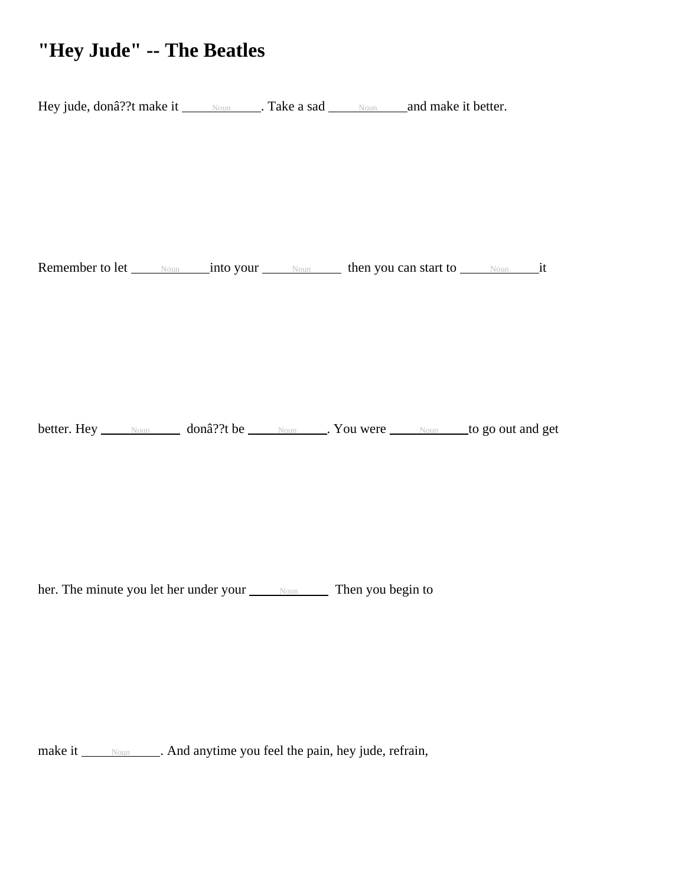# "Hey Jude" -- The Beatles

Hey jude, donâ??t make it ____Noun____. Take a sad ____Noun____and make it better.

Remember to let ____Noun____into your ____Noun____ then you can start to ____Noun____it

better. Hey ____Noun____ donâ??t be ____Noun____. You were ____Noun____to go out and get

her. The minute you let her under your ____Noun____ Then you begin to

make it ____Noun____. And anytime you feel the pain, hey jude, refrain,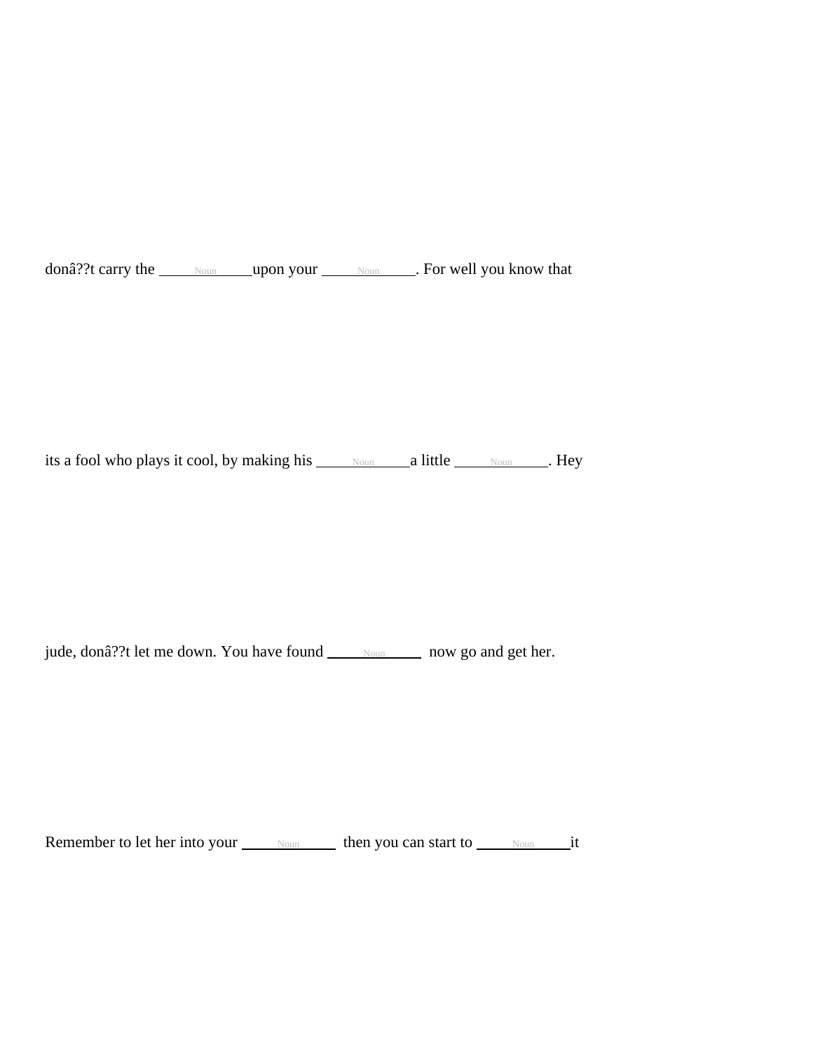donâ??t carry the \_\_\_\_Noun\_\_\_\_upon your \_\_\_\_Noun\_\_\_\_. For well you know that

its a fool who plays it cool, by making his \_\_\_\_Noun\_\_\_\_a little \_\_\_\_Noun\_\_\_\_. Hey

jude, donâ??t let me down. You have found \_\_\_\_Noun\_\_\_\_ now go and get her.

Remember to let her into your \_\_\_\_Noun\_\_\_\_ then you can start to \_\_\_\_Noun\_\_\_\_it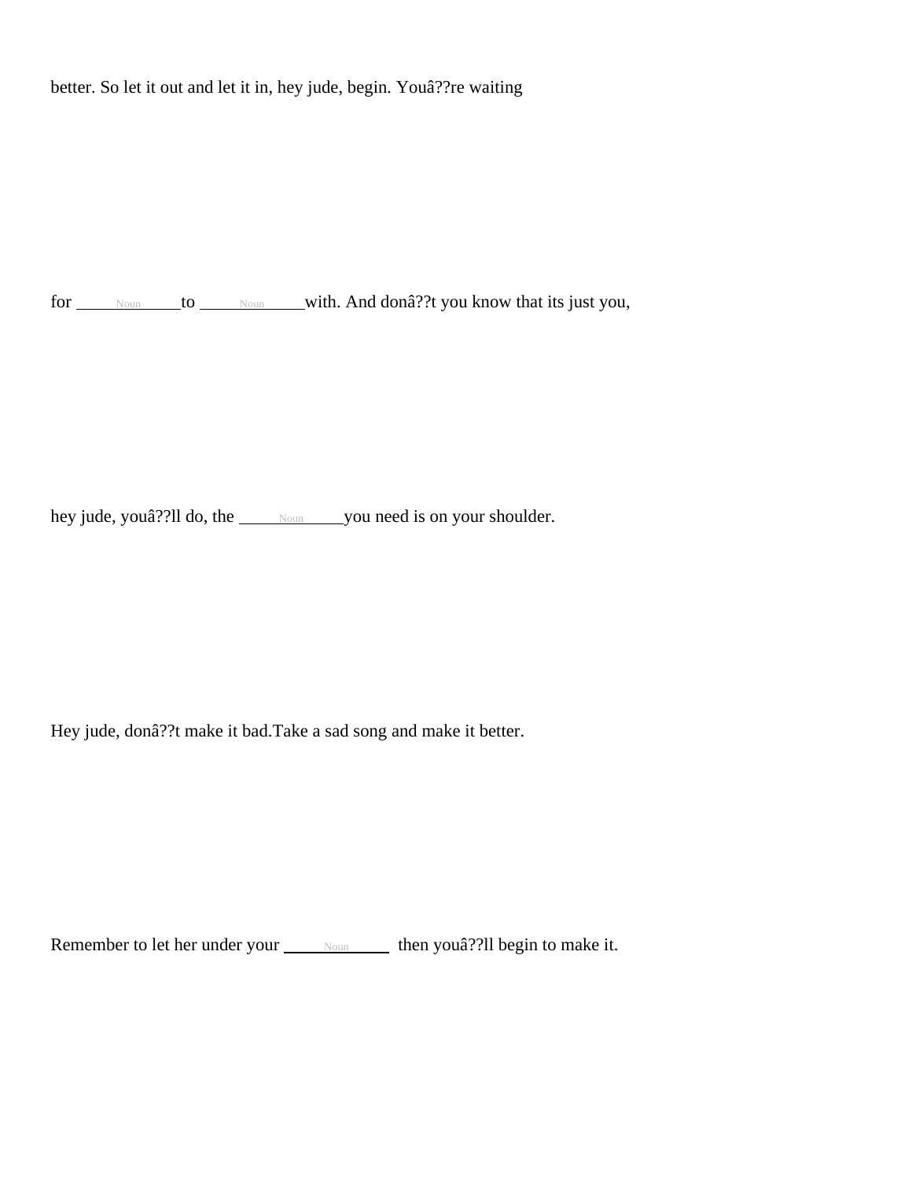better. So let it out and let it in, hey jude, begin. Youâ??re waiting

for ______Noun______to ______Noun______with. And donâ??t you know that its just you,

hey jude, youâ??ll do, the ______Noun______you need is on your shoulder.

Hey jude, donâ??t make it bad.Take a sad song and make it better.

Remember to let her under your ______Noun______ then youâ??ll begin to make it.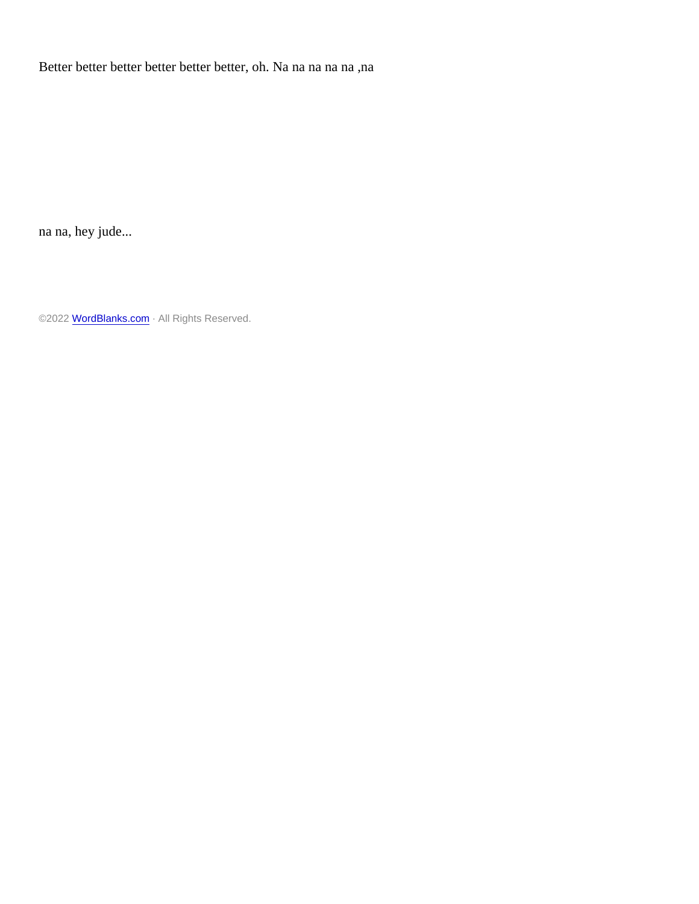Better better better better better better, oh. Na na na na na ,na

na na, hey jude...

©2022 WordBlanks.com · All Rights Reserved.